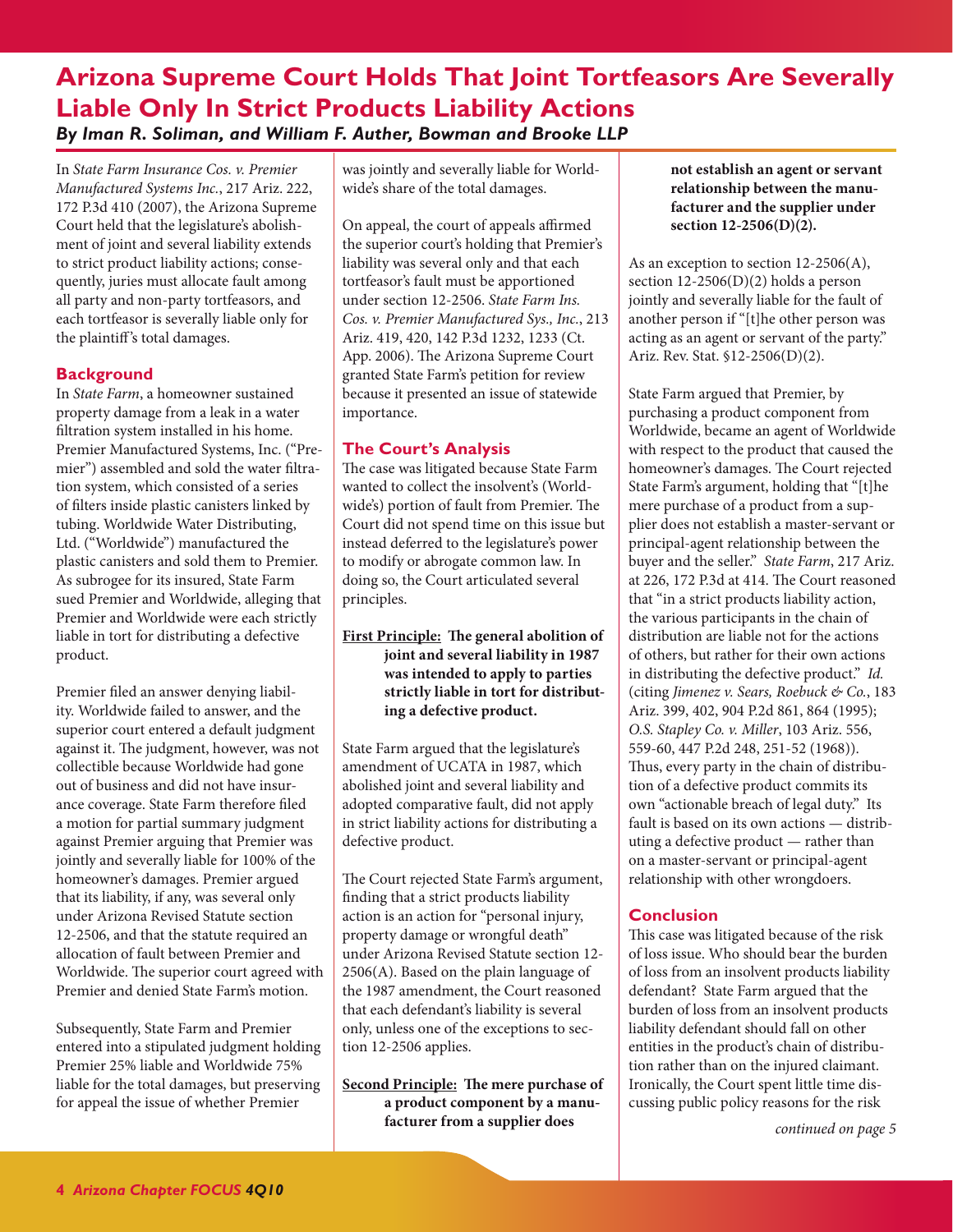# Arizona Supreme Court Holds That Joint Tortfeasors Are Severally Liable Only In Strict Products Liability Actions

***By Iman R. Soliman, and William F. Auther, Bowman and Brooke LLP***

In *State Farm Insurance Cos. v. Premier Manufactured Systems Inc.*, 217 Ariz. 222, 172 P.3d 410 (2007), the Arizona Supreme Court held that the legislature's abolishment of joint and several liability extends to strict product liability actions; consequently, juries must allocate fault among all party and non-party tortfeasors, and each tortfeasor is severally liable only for the plaintiff's total damages.

## Background

In *State Farm*, a homeowner sustained property damage from a leak in a water filtration system installed in his home. Premier Manufactured Systems, Inc. ("Premier") assembled and sold the water filtration system, which consisted of a series of filters inside plastic canisters linked by tubing. Worldwide Water Distributing, Ltd. ("Worldwide") manufactured the plastic canisters and sold them to Premier. As subrogee for its insured, State Farm sued Premier and Worldwide, alleging that Premier and Worldwide were each strictly liable in tort for distributing a defective product.

Premier filed an answer denying liability. Worldwide failed to answer, and the superior court entered a default judgment against it. The judgment, however, was not collectible because Worldwide had gone out of business and did not have insurance coverage. State Farm therefore filed a motion for partial summary judgment against Premier arguing that Premier was jointly and severally liable for 100% of the homeowner's damages. Premier argued that its liability, if any, was several only under Arizona Revised Statute section 12-2506, and that the statute required an allocation of fault between Premier and Worldwide. The superior court agreed with Premier and denied State Farm's motion.

Subsequently, State Farm and Premier entered into a stipulated judgment holding Premier 25% liable and Worldwide 75% liable for the total damages, but preserving for appeal the issue of whether Premier was jointly and severally liable for Worldwide's share of the total damages.

On appeal, the court of appeals affirmed the superior court's holding that Premier's liability was several only and that each tortfeasor's fault must be apportioned under section 12-2506. *State Farm Ins. Cos. v. Premier Manufactured Sys., Inc.*, 213 Ariz. 419, 420, 142 P.3d 1232, 1233 (Ct. App. 2006). The Arizona Supreme Court granted State Farm's petition for review because it presented an issue of statewide importance.

## The Court's Analysis

The case was litigated because State Farm wanted to collect the insolvent's (Worldwide's) portion of fault from Premier. The Court did not spend time on this issue but instead deferred to the legislature's power to modify or abrogate common law. In doing so, the Court articulated several principles.

**First Principle: The general abolition of joint and several liability in 1987 was intended to apply to parties strictly liable in tort for distributing a defective product.**

State Farm argued that the legislature's amendment of UCATA in 1987, which abolished joint and several liability and adopted comparative fault, did not apply in strict liability actions for distributing a defective product.

The Court rejected State Farm's argument, finding that a strict products liability action is an action for "personal injury, property damage or wrongful death" under Arizona Revised Statute section 12-2506(A). Based on the plain language of the 1987 amendment, the Court reasoned that each defendant's liability is several only, unless one of the exceptions to section 12-2506 applies.

**Second Principle: The mere purchase of a product component by a manufacturer from a supplier does not establish an agent or servant relationship between the manufacturer and the supplier under section 12-2506(D)(2).**

As an exception to section 12-2506(A), section 12-2506(D)(2) holds a person jointly and severally liable for the fault of another person if "[t]he other person was acting as an agent or servant of the party." Ariz. Rev. Stat. §12-2506(D)(2).

State Farm argued that Premier, by purchasing a product component from Worldwide, became an agent of Worldwide with respect to the product that caused the homeowner's damages. The Court rejected State Farm's argument, holding that "[t]he mere purchase of a product from a supplier does not establish a master-servant or principal-agent relationship between the buyer and the seller." *State Farm*, 217 Ariz. at 226, 172 P.3d at 414. The Court reasoned that "in a strict products liability action, the various participants in the chain of distribution are liable not for the actions of others, but rather for their own actions in distributing the defective product." *Id.* (citing *Jimenez v. Sears, Roebuck & Co.*, 183 Ariz. 399, 402, 904 P.2d 861, 864 (1995); *O.S. Stapley Co. v. Miller*, 103 Ariz. 556, 559-60, 447 P.2d 248, 251-52 (1968)). Thus, every party in the chain of distribution of a defective product commits its own "actionable breach of legal duty." Its fault is based on its own actions — distributing a defective product — rather than on a master-servant or principal-agent relationship with other wrongdoers.

## Conclusion

This case was litigated because of the risk of loss issue. Who should bear the burden of loss from an insolvent products liability defendant? State Farm argued that the burden of loss from an insolvent products liability defendant should fall on other entities in the product's chain of distribution rather than on the injured claimant. Ironically, the Court spent little time discussing public policy reasons for the risk

*continued on page 5*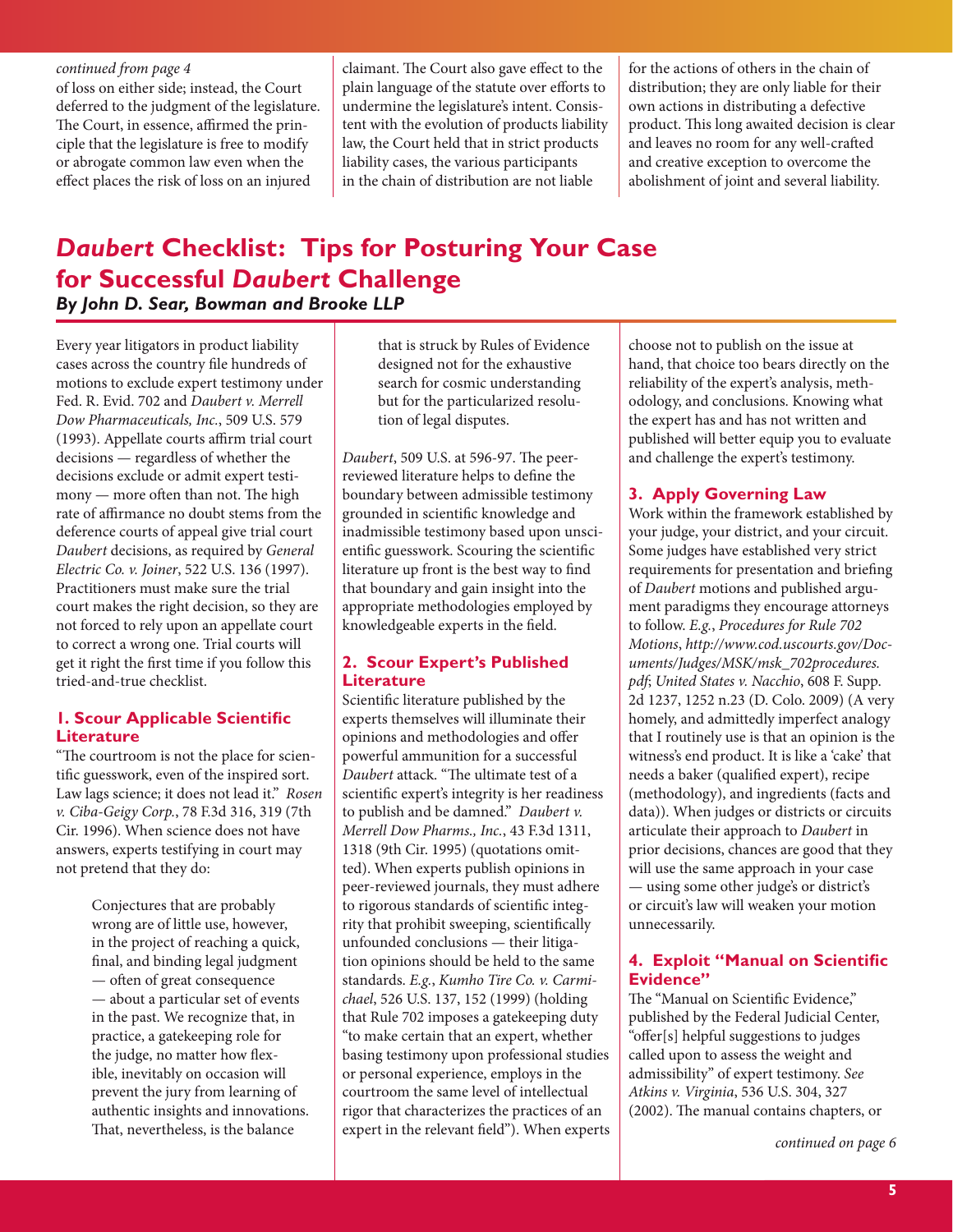*continued from page 4*

of loss on either side; instead, the Court deferred to the judgment of the legislature. The Court, in essence, affirmed the principle that the legislature is free to modify or abrogate common law even when the effect places the risk of loss on an injured claimant. The Court also gave effect to the plain language of the statute over efforts to undermine the legislature's intent. Consistent with the evolution of products liability law, the Court held that in strict products liability cases, the various participants in the chain of distribution are not liable for the actions of others in the chain of distribution; they are only liable for their own actions in distributing a defective product. This long awaited decision is clear and leaves no room for any well-crafted and creative exception to overcome the abolishment of joint and several liability.

# *Daubert* Checklist: Tips for Posturing Your Case for Successful *Daubert* Challenge

***By John D. Sear, Bowman and Brooke LLP***

Every year litigators in product liability cases across the country file hundreds of motions to exclude expert testimony under Fed. R. Evid. 702 and *Daubert v. Merrell Dow Pharmaceuticals, Inc.*, 509 U.S. 579 (1993). Appellate courts affirm trial court decisions — regardless of whether the decisions exclude or admit expert testimony — more often than not. The high rate of affirmance no doubt stems from the deference courts of appeal give trial court *Daubert* decisions, as required by *General Electric Co. v. Joiner*, 522 U.S. 136 (1997). Practitioners must make sure the trial court makes the right decision, so they are not forced to rely upon an appellate court to correct a wrong one. Trial courts will get it right the first time if you follow this tried-and-true checklist.

## 1. Scour Applicable Scientific Literature

"The courtroom is not the place for scientific guesswork, even of the inspired sort. Law lags science; it does not lead it." *Rosen v. Ciba-Geigy Corp.*, 78 F.3d 316, 319 (7th Cir. 1996). When science does not have answers, experts testifying in court may not pretend that they do:

> Conjectures that are probably wrong are of little use, however, in the project of reaching a quick, final, and binding legal judgment — often of great consequence — about a particular set of events in the past. We recognize that, in practice, a gatekeeping role for the judge, no matter how flexible, inevitably on occasion will prevent the jury from learning of authentic insights and innovations. That, nevertheless, is the balance that is struck by Rules of Evidence designed not for the exhaustive search for cosmic understanding but for the particularized resolution of legal disputes.

*Daubert*, 509 U.S. at 596-97. The peer-reviewed literature helps to define the boundary between admissible testimony grounded in scientific knowledge and inadmissible testimony based upon unscientific guesswork. Scouring the scientific literature up front is the best way to find that boundary and gain insight into the appropriate methodologies employed by knowledgeable experts in the field.

## 2. Scour Expert's Published Literature

Scientific literature published by the experts themselves will illuminate their opinions and methodologies and offer powerful ammunition for a successful *Daubert* attack. "The ultimate test of a scientific expert's integrity is her readiness to publish and be damned." *Daubert v. Merrell Dow Pharms., Inc.*, 43 F.3d 1311, 1318 (9th Cir. 1995) (quotations omitted). When experts publish opinions in peer-reviewed journals, they must adhere to rigorous standards of scientific integrity that prohibit sweeping, scientifically unfounded conclusions — their litigation opinions should be held to the same standards. *E.g.*, *Kumho Tire Co. v. Carmichael*, 526 U.S. 137, 152 (1999) (holding that Rule 702 imposes a gatekeeping duty "to make certain that an expert, whether basing testimony upon professional studies or personal experience, employs in the courtroom the same level of intellectual rigor that characterizes the practices of an expert in the relevant field"). When experts choose not to publish on the issue at hand, that choice too bears directly on the reliability of the expert's analysis, methodology, and conclusions. Knowing what the expert has and has not written and published will better equip you to evaluate and challenge the expert's testimony.

## 3. Apply Governing Law

Work within the framework established by your judge, your district, and your circuit. Some judges have established very strict requirements for presentation and briefing of *Daubert* motions and published argument paradigms they encourage attorneys to follow. *E.g.*, *Procedures for Rule 702 Motions*, *http://www.cod.uscourts.gov/Documents/Judges/MSK/msk_702procedures.pdf*; *United States v. Nacchio*, 608 F. Supp. 2d 1237, 1252 n.23 (D. Colo. 2009) (A very homely, and admittedly imperfect analogy that I routinely use is that an opinion is the witness's end product. It is like a 'cake' that needs a baker (qualified expert), recipe (methodology), and ingredients (facts and data)). When judges or districts or circuits articulate their approach to *Daubert* in prior decisions, chances are good that they will use the same approach in your case — using some other judge's or district's or circuit's law will weaken your motion unnecessarily.

## 4. Exploit "Manual on Scientific Evidence"

The "Manual on Scientific Evidence," published by the Federal Judicial Center, "offer[s] helpful suggestions to judges called upon to assess the weight and admissibility" of expert testimony. *See Atkins v. Virginia*, 536 U.S. 304, 327 (2002). The manual contains chapters, or

*continued on page 6*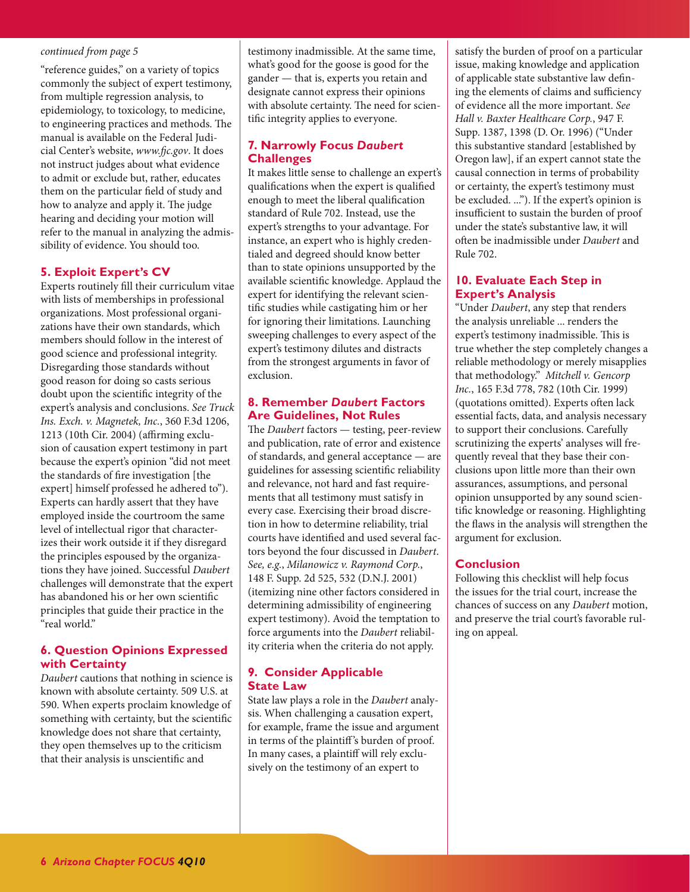*continued from page 5*

"reference guides," on a variety of topics commonly the subject of expert testimony, from multiple regression analysis, to epidemiology, to toxicology, to medicine, to engineering practices and methods. The manual is available on the Federal Judicial Center's website, *www.fjc.gov*. It does not instruct judges about what evidence to admit or exclude but, rather, educates them on the particular field of study and how to analyze and apply it. The judge hearing and deciding your motion will refer to the manual in analyzing the admissibility of evidence. You should too.

## 5. Exploit Expert's CV

Experts routinely fill their curriculum vitae with lists of memberships in professional organizations. Most professional organizations have their own standards, which members should follow in the interest of good science and professional integrity. Disregarding those standards without good reason for doing so casts serious doubt upon the scientific integrity of the expert's analysis and conclusions. *See Truck Ins. Exch. v. Magnetek, Inc.*, 360 F.3d 1206, 1213 (10th Cir. 2004) (affirming exclusion of causation expert testimony in part because the expert's opinion "did not meet the standards of fire investigation [the expert] himself professed he adhered to"). Experts can hardly assert that they have employed inside the courtroom the same level of intellectual rigor that characterizes their work outside it if they disregard the principles espoused by the organizations they have joined. Successful *Daubert* challenges will demonstrate that the expert has abandoned his or her own scientific principles that guide their practice in the "real world."

## 6. Question Opinions Expressed with Certainty

*Daubert* cautions that nothing in science is known with absolute certainty. 509 U.S. at 590. When experts proclaim knowledge of something with certainty, but the scientific knowledge does not share that certainty, they open themselves up to the criticism that their analysis is unscientific and testimony inadmissible. At the same time, what's good for the goose is good for the gander — that is, experts you retain and designate cannot express their opinions with absolute certainty. The need for scientific integrity applies to everyone.

## 7. Narrowly Focus *Daubert* Challenges

It makes little sense to challenge an expert's qualifications when the expert is qualified enough to meet the liberal qualification standard of Rule 702. Instead, use the expert's strengths to your advantage. For instance, an expert who is highly credentialed and degreed should know better than to state opinions unsupported by the available scientific knowledge. Applaud the expert for identifying the relevant scientific studies while castigating him or her for ignoring their limitations. Launching sweeping challenges to every aspect of the expert's testimony dilutes and distracts from the strongest arguments in favor of exclusion.

## 8. Remember *Daubert* Factors Are Guidelines, Not Rules

The *Daubert* factors — testing, peer-review and publication, rate of error and existence of standards, and general acceptance — are guidelines for assessing scientific reliability and relevance, not hard and fast requirements that all testimony must satisfy in every case. Exercising their broad discretion in how to determine reliability, trial courts have identified and used several factors beyond the four discussed in *Daubert*. *See, e.g.*, *Milanowicz v. Raymond Corp.*, 148 F. Supp. 2d 525, 532 (D.N.J. 2001) (itemizing nine other factors considered in determining admissibility of engineering expert testimony). Avoid the temptation to force arguments into the *Daubert* reliability criteria when the criteria do not apply.

## 9. Consider Applicable State Law

State law plays a role in the *Daubert* analysis. When challenging a causation expert, for example, frame the issue and argument in terms of the plaintiff's burden of proof. In many cases, a plaintiff will rely exclusively on the testimony of an expert to satisfy the burden of proof on a particular issue, making knowledge and application of applicable state substantive law defining the elements of claims and sufficiency of evidence all the more important. *See Hall v. Baxter Healthcare Corp.*, 947 F. Supp. 1387, 1398 (D. Or. 1996) ("Under this substantive standard [established by Oregon law], if an expert cannot state the causal connection in terms of probability or certainty, the expert's testimony must be excluded. ..."). If the expert's opinion is insufficient to sustain the burden of proof under the state's substantive law, it will often be inadmissible under *Daubert* and Rule 702.

## 10. Evaluate Each Step in Expert's Analysis

"Under *Daubert*, any step that renders the analysis unreliable ... renders the expert's testimony inadmissible. This is true whether the step completely changes a reliable methodology or merely misapplies that methodology." *Mitchell v. Gencorp Inc.*, 165 F.3d 778, 782 (10th Cir. 1999) (quotations omitted). Experts often lack essential facts, data, and analysis necessary to support their conclusions. Carefully scrutinizing the experts' analyses will frequently reveal that they base their conclusions upon little more than their own assurances, assumptions, and personal opinion unsupported by any sound scientific knowledge or reasoning. Highlighting the flaws in the analysis will strengthen the argument for exclusion.

## Conclusion

Following this checklist will help focus the issues for the trial court, increase the chances of success on any *Daubert* motion, and preserve the trial court's favorable ruling on appeal.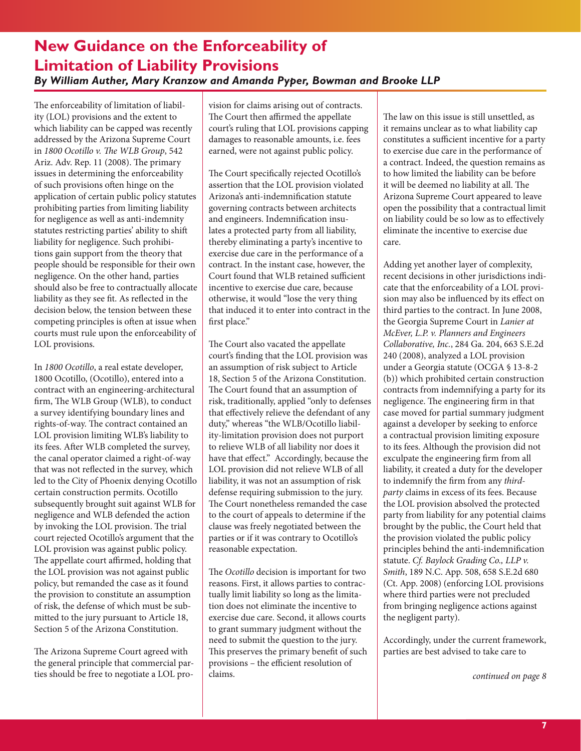## New Guidance on the Enforceability of Limitation of Liability Provisions

***By William Auther, Mary Kranzow and Amanda Pyper, Bowman and Brooke LLP***

The enforceability of limitation of liability (LOL) provisions and the extent to which liability can be capped was recently addressed by the Arizona Supreme Court in *1800 Ocotillo v. The WLB Group*, 542 Ariz. Adv. Rep. 11 (2008). The primary issues in determining the enforceability of such provisions often hinge on the application of certain public policy statutes prohibiting parties from limiting liability for negligence as well as anti-indemnity statutes restricting parties' ability to shift liability for negligence. Such prohibitions gain support from the theory that people should be responsible for their own negligence. On the other hand, parties should also be free to contractually allocate liability as they see fit. As reflected in the decision below, the tension between these competing principles is often at issue when courts must rule upon the enforceability of LOL provisions.

In *1800 Ocotillo*, a real estate developer, 1800 Ocotillo, (Ocotillo), entered into a contract with an engineering-architectural firm, The WLB Group (WLB), to conduct a survey identifying boundary lines and rights-of-way. The contract contained an LOL provision limiting WLB's liability to its fees. After WLB completed the survey, the canal operator claimed a right-of-way that was not reflected in the survey, which led to the City of Phoenix denying Ocotillo certain construction permits. Ocotillo subsequently brought suit against WLB for negligence and WLB defended the action by invoking the LOL provision. The trial court rejected Ocotillo's argument that the LOL provision was against public policy. The appellate court affirmed, holding that the LOL provision was not against public policy, but remanded the case as it found the provision to constitute an assumption of risk, the defense of which must be submitted to the jury pursuant to Article 18, Section 5 of the Arizona Constitution.

The Arizona Supreme Court agreed with the general principle that commercial parties should be free to negotiate a LOL provision for claims arising out of contracts. The Court then affirmed the appellate court's ruling that LOL provisions capping damages to reasonable amounts, i.e. fees earned, were not against public policy.

The Court specifically rejected Ocotillo's assertion that the LOL provision violated Arizona's anti-indemnification statute governing contracts between architects and engineers. Indemnification insulates a protected party from all liability, thereby eliminating a party's incentive to exercise due care in the performance of a contract. In the instant case, however, the Court found that WLB retained sufficient incentive to exercise due care, because otherwise, it would "lose the very thing that induced it to enter into contract in the first place."

The Court also vacated the appellate court's finding that the LOL provision was an assumption of risk subject to Article 18, Section 5 of the Arizona Constitution. The Court found that an assumption of risk, traditionally, applied "only to defenses that effectively relieve the defendant of any duty," whereas "the WLB/Ocotillo liability-limitation provision does not purport to relieve WLB of all liability nor does it have that effect." Accordingly, because the LOL provision did not relieve WLB of all liability, it was not an assumption of risk defense requiring submission to the jury. The Court nonetheless remanded the case to the court of appeals to determine if the clause was freely negotiated between the parties or if it was contrary to Ocotillo's reasonable expectation.

The *Ocotillo* decision is important for two reasons. First, it allows parties to contractually limit liability so long as the limitation does not eliminate the incentive to exercise due care. Second, it allows courts to grant summary judgment without the need to submit the question to the jury. This preserves the primary benefit of such provisions – the efficient resolution of claims.

The law on this issue is still unsettled, as it remains unclear as to what liability cap constitutes a sufficient incentive for a party to exercise due care in the performance of a contract. Indeed, the question remains as to how limited the liability can be before it will be deemed no liability at all. The Arizona Supreme Court appeared to leave open the possibility that a contractual limit on liability could be so low as to effectively eliminate the incentive to exercise due care.

Adding yet another layer of complexity, recent decisions in other jurisdictions indicate that the enforceability of a LOL provision may also be influenced by its effect on third parties to the contract. In June 2008, the Georgia Supreme Court in *Lanier at McEver, L.P. v. Planners and Engineers Collaborative, Inc.*, 284 Ga. 204, 663 S.E.2d 240 (2008), analyzed a LOL provision under a Georgia statute (OCGA § 13-8-2 (b)) which prohibited certain construction contracts from indemnifying a party for its negligence. The engineering firm in that case moved for partial summary judgment against a developer by seeking to enforce a contractual provision limiting exposure to its fees. Although the provision did not exculpate the engineering firm from all liability, it created a duty for the developer to indemnify the firm from any *third-party* claims in excess of its fees. Because the LOL provision absolved the protected party from liability for any potential claims brought by the public, the Court held that the provision violated the public policy principles behind the anti-indemnification statute. *Cf. Baylock Grading Co., LLP v. Smith*, 189 N.C. App. 508, 658 S.E.2d 680 (Ct. App. 2008) (enforcing LOL provisions where third parties were not precluded from bringing negligence actions against the negligent party).

Accordingly, under the current framework, parties are best advised to take care to

*continued on page 8*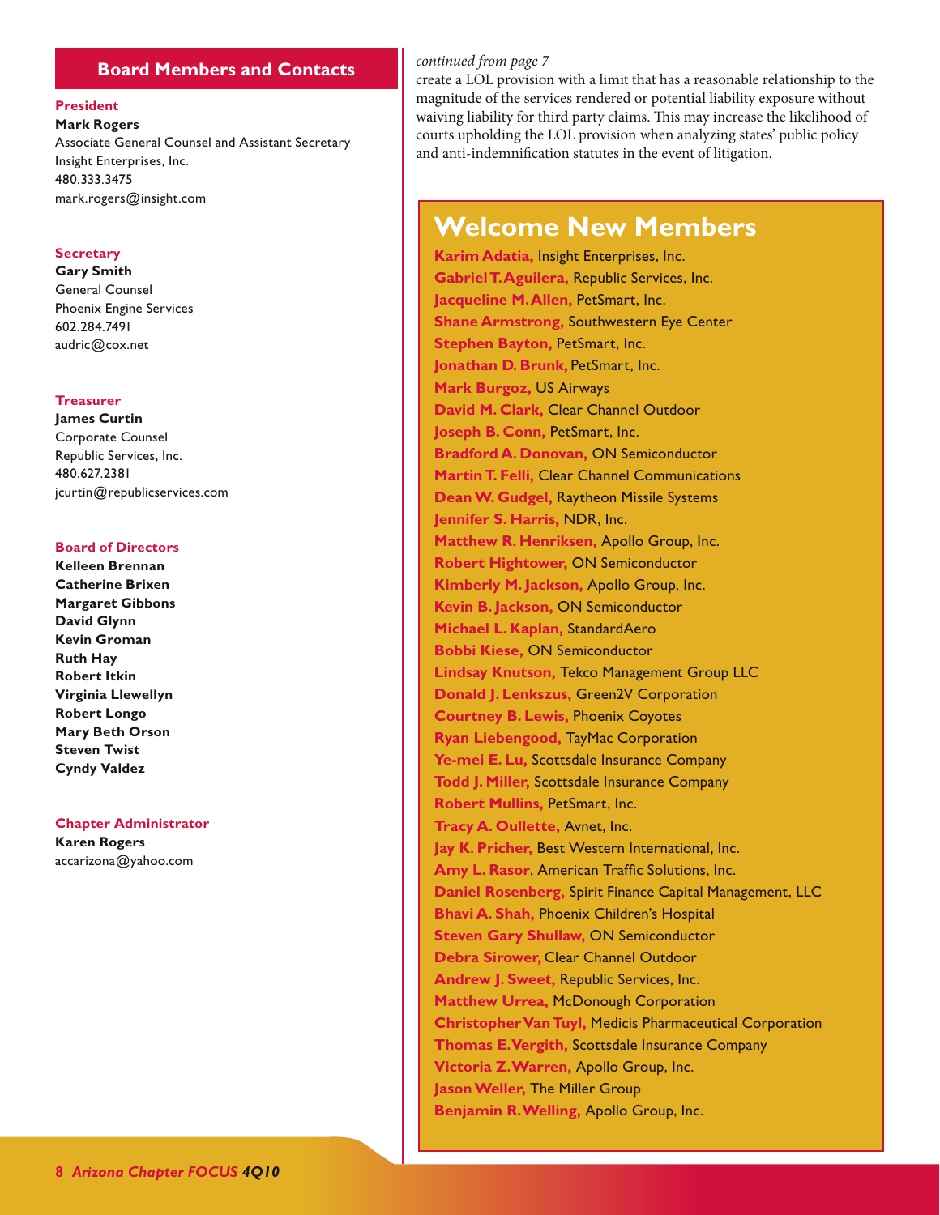## Board Members and Contacts

**President**

**Mark Rogers**
Associate General Counsel and Assistant Secretary
Insight Enterprises, Inc.
480.333.3475
mark.rogers@insight.com

**Secretary**

**Gary Smith**
General Counsel
Phoenix Engine Services
602.284.7491
audric@cox.net

**Treasurer**

**James Curtin**
Corporate Counsel
Republic Services, Inc.
480.627.2381
jcurtin@republicservices.com

**Board of Directors**

**Kelleen Brennan**
**Catherine Brixen**
**Margaret Gibbons**
**David Glynn**
**Kevin Groman**
**Ruth Hay**
**Robert Itkin**
**Virginia Llewellyn**
**Robert Longo**
**Mary Beth Orson**
**Steven Twist**
**Cyndy Valdez**

**Chapter Administrator**

**Karen Rogers**
accarizona@yahoo.com

*continued from page 7*

create a LOL provision with a limit that has a reasonable relationship to the magnitude of the services rendered or potential liability exposure without waiving liability for third party claims. This may increase the likelihood of courts upholding the LOL provision when analyzing states' public policy and anti-indemnification statutes in the event of litigation.

## Welcome New Members

**Karim Adatia,** Insight Enterprises, Inc.
**Gabriel T. Aguilera,** Republic Services, Inc.
**Jacqueline M. Allen,** PetSmart, Inc.
**Shane Armstrong,** Southwestern Eye Center
**Stephen Bayton,** PetSmart, Inc.
**Jonathan D. Brunk,** PetSmart, Inc.
**Mark Burgoz,** US Airways
**David M. Clark,** Clear Channel Outdoor
**Joseph B. Conn,** PetSmart, Inc.
**Bradford A. Donovan,** ON Semiconductor
**Martin T. Felli,** Clear Channel Communications
**Dean W. Gudgel,** Raytheon Missile Systems
**Jennifer S. Harris,** NDR, Inc.
**Matthew R. Henriksen,** Apollo Group, Inc.
**Robert Hightower,** ON Semiconductor
**Kimberly M. Jackson,** Apollo Group, Inc.
**Kevin B. Jackson,** ON Semiconductor
**Michael L. Kaplan,** StandardAero
**Bobbi Kiese,** ON Semiconductor
**Lindsay Knutson,** Tekco Management Group LLC
**Donald J. Lenkszus,** Green2V Corporation
**Courtney B. Lewis,** Phoenix Coyotes
**Ryan Liebengood,** TayMac Corporation
**Ye-mei E. Lu,** Scottsdale Insurance Company
**Todd J. Miller,** Scottsdale Insurance Company
**Robert Mullins,** PetSmart, Inc.
**Tracy A. Oullette,** Avnet, Inc.
**Jay K. Pricher,** Best Western International, Inc.
**Amy L. Rasor**, American Traffic Solutions, Inc.
**Daniel Rosenberg,** Spirit Finance Capital Management, LLC
**Bhavi A. Shah,** Phoenix Children's Hospital
**Steven Gary Shullaw,** ON Semiconductor
**Debra Sirower,** Clear Channel Outdoor
**Andrew J. Sweet,** Republic Services, Inc.
**Matthew Urrea,** McDonough Corporation
**Christopher Van Tuyl,** Medicis Pharmaceutical Corporation
**Thomas E. Vergith,** Scottsdale Insurance Company
**Victoria Z. Warren,** Apollo Group, Inc.
**Jason Weller,** The Miller Group
**Benjamin R. Welling,** Apollo Group, Inc.